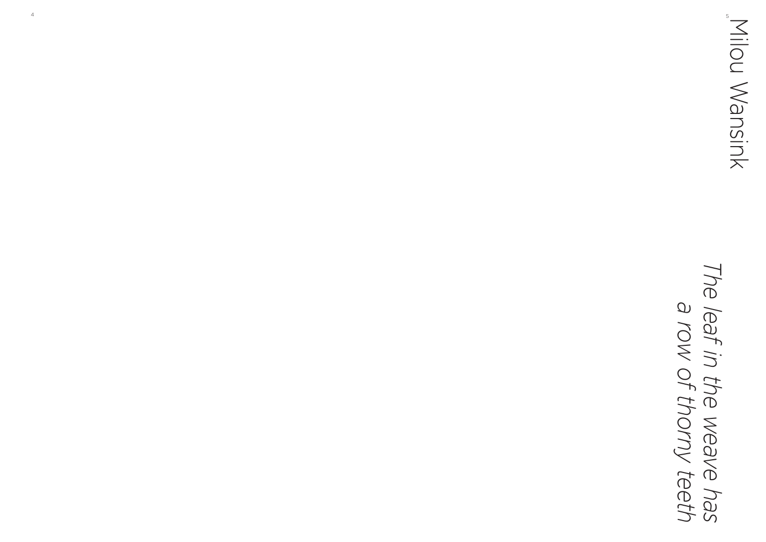# Milou Wansink

*The leaf in the weave has a row of thorny teeth*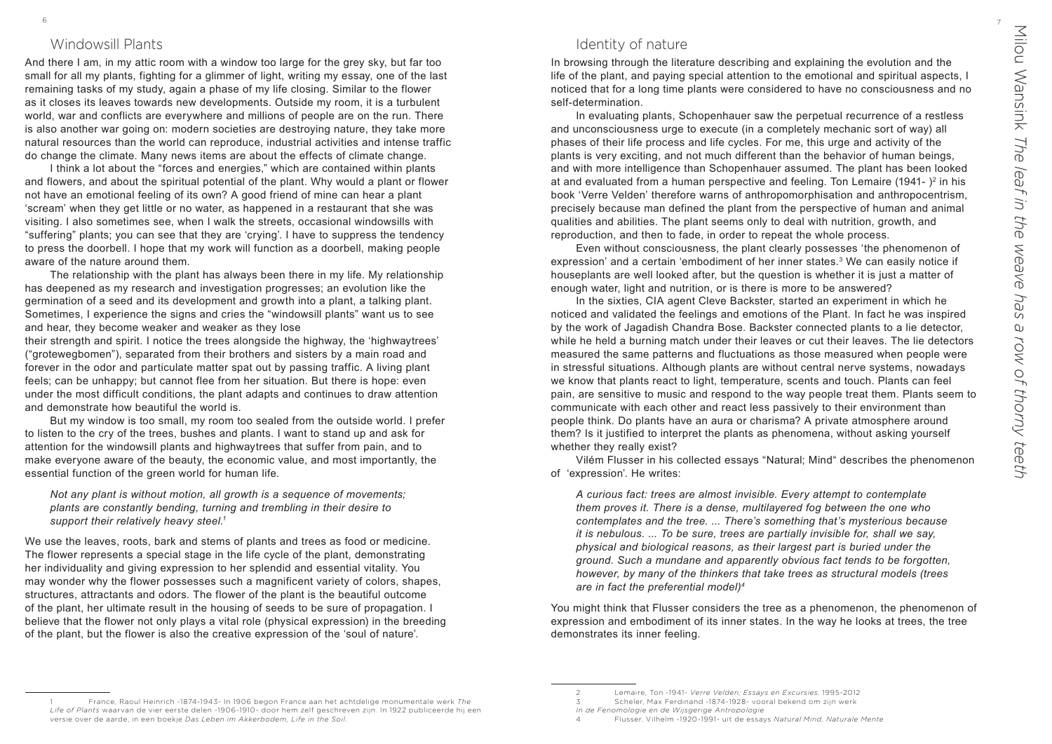## Windowsill Plants

And there I am, in my attic room with a window too large for the grey sky, but far too small for all my plants, fighting for a glimmer of light, writing my essay, one of the last remaining tasks of my study, again a phase of my life closing. Similar to the flower as it closes its leaves towards new developments. Outside my room, it is a turbulent world, war and conflicts are everywhere and millions of people are on the run. There is also another war going on: modern societies are destroying nature, they take more natural resources than the world can reproduce, industrial activities and intense traffic do change the climate. Many news items are about the effects of climate change.

I think a lot about the "forces and energies," which are contained within plants and flowers, and about the spiritual potential of the plant. Why would a plant or flower not have an emotional feeling of its own? A good friend of mine can hear a plant 'scream' when they get little or no water, as happened in a restaurant that she was visiting. I also sometimes see, when I walk the streets, occasional windowsills with "suffering" plants; you can see that they are 'crying'. I have to suppress the tendency to press the doorbell. I hope that my work will function as a doorbell, making people aware of the nature around them.

The relationship with the plant has always been there in my life. My relationship has deepened as my research and investigation progresses; an evolution like the germination of a seed and its development and growth into a plant, a talking plant. Sometimes, I experience the signs and cries the "windowsill plants" want us to see and hear, they become weaker and weaker as they lose
their strength and spirit. I notice the trees alongside the highway, the 'highwaytrees' ("grotewegbomen"), separated from their brothers and sisters by a main road and forever in the odor and particulate matter spat out by passing traffic. A living plant feels; can be unhappy; but cannot flee from her situation. But there is hope: even under the most difficult conditions, the plant adapts and continues to draw attention and demonstrate how beautiful the world is.

But my window is too small, my room too sealed from the outside world. I prefer to listen to the cry of the trees, bushes and plants. I want to stand up and ask for attention for the windowsill plants and highwaytrees that suffer from pain, and to make everyone aware of the beauty, the economic value, and most importantly, the essential function of the green world for human life.

> *Not any plant is without motion, all growth is a sequence of movements; plants are constantly bending, turning and trembling in their desire to support their relatively heavy steel.*[1]

We use the leaves, roots, bark and stems of plants and trees as food or medicine. The flower represents a special stage in the life cycle of the plant, demonstrating her individuality and giving expression to her splendid and essential vitality. You may wonder why the flower possesses such a magnificent variety of colors, shapes, structures, attractants and odors. The flower of the plant is the beautiful outcome of the plant, her ultimate result in the housing of seeds to be sure of propagation. I believe that the flower not only plays a vital role (physical expression) in the breeding of the plant, but the flower is also the creative expression of the 'soul of nature'.

1 France, Raoul Heinrich -1874-1943- In 1906 begon France aan het achtdelige monumentale werk *The Life of Plants* waarvan de vier eerste delen -1906-1910- door hem zelf geschreven zijn. In 1922 publiceerde hij een versie over de aarde, in een boekje *Das Leben im Akkerbodem, Life in the Soil.*

## Identity of nature

In browsing through the literature describing and explaining the evolution and the life of the plant, and paying special attention to the emotional and spiritual aspects, I noticed that for a long time plants were considered to have no consciousness and no self-determination.

In evaluating plants, Schopenhauer saw the perpetual recurrence of a restless and unconsciousness urge to execute (in a completely mechanic sort of way) all phases of their life process and life cycles. For me, this urge and activity of the plants is very exciting, and not much different than the behavior of human beings, and with more intelligence than Schopenhauer assumed. The plant has been looked at and evaluated from a human perspective and feeling. Ton Lemaire (1941- )[2] in his book 'Verre Velden' therefore warns of anthropomorphisation and anthropocentrism, precisely because man defined the plant from the perspective of human and animal qualities and abilities. The plant seems only to deal with nutrition, growth, and reproduction, and then to fade, in order to repeat the whole process.

Even without consciousness, the plant clearly possesses 'the phenomenon of expression' and a certain 'embodiment of her inner states.[3] We can easily notice if houseplants are well looked after, but the question is whether it is just a matter of enough water, light and nutrition, or is there is more to be answered?

In the sixties, CIA agent Cleve Backster, started an experiment in which he noticed and validated the feelings and emotions of the Plant. In fact he was inspired by the work of Jagadish Chandra Bose. Backster connected plants to a lie detector, while he held a burning match under their leaves or cut their leaves. The lie detectors measured the same patterns and fluctuations as those measured when people were in stressful situations. Although plants are without central nerve systems, nowadays we know that plants react to light, temperature, scents and touch. Plants can feel pain, are sensitive to music and respond to the way people treat them. Plants seem to communicate with each other and react less passively to their environment than people think. Do plants have an aura or charisma? A private atmosphere around them? Is it justified to interpret the plants as phenomena, without asking yourself whether they really exist?

Vilém Flusser in his collected essays "Natural; Mind" describes the phenomenon of 'expression'. He writes:

> *A curious fact: trees are almost invisible. Every attempt to contemplate them proves it. There is a dense, multilayered fog between the one who contemplates and the tree. ... There's something that's mysterious because it is nebulous. ... To be sure, trees are partially invisible for, shall we say, physical and biological reasons, as their largest part is buried under the ground. Such a mundane and apparently obvious fact tends to be forgotten, however, by many of the thinkers that take trees as structural models (trees are in fact the preferential model)*[4]

You might think that Flusser considers the tree as a phenomenon, the phenomenon of expression and embodiment of its inner states. In the way he looks at trees, the tree demonstrates its inner feeling.

2 Lemaire, Ton -1941- *Verre Velden; Essays en Excursies*. 1995-2012

3 Scheler, Max Ferdinand -1874-1928- vooral bekend om zijn werk *In de Fenomologie en de Wijsgerige Antropologie*

4 Flusser, Vilhelm -1920-1991- uit de essays *Natural:Mind, Naturale Mente*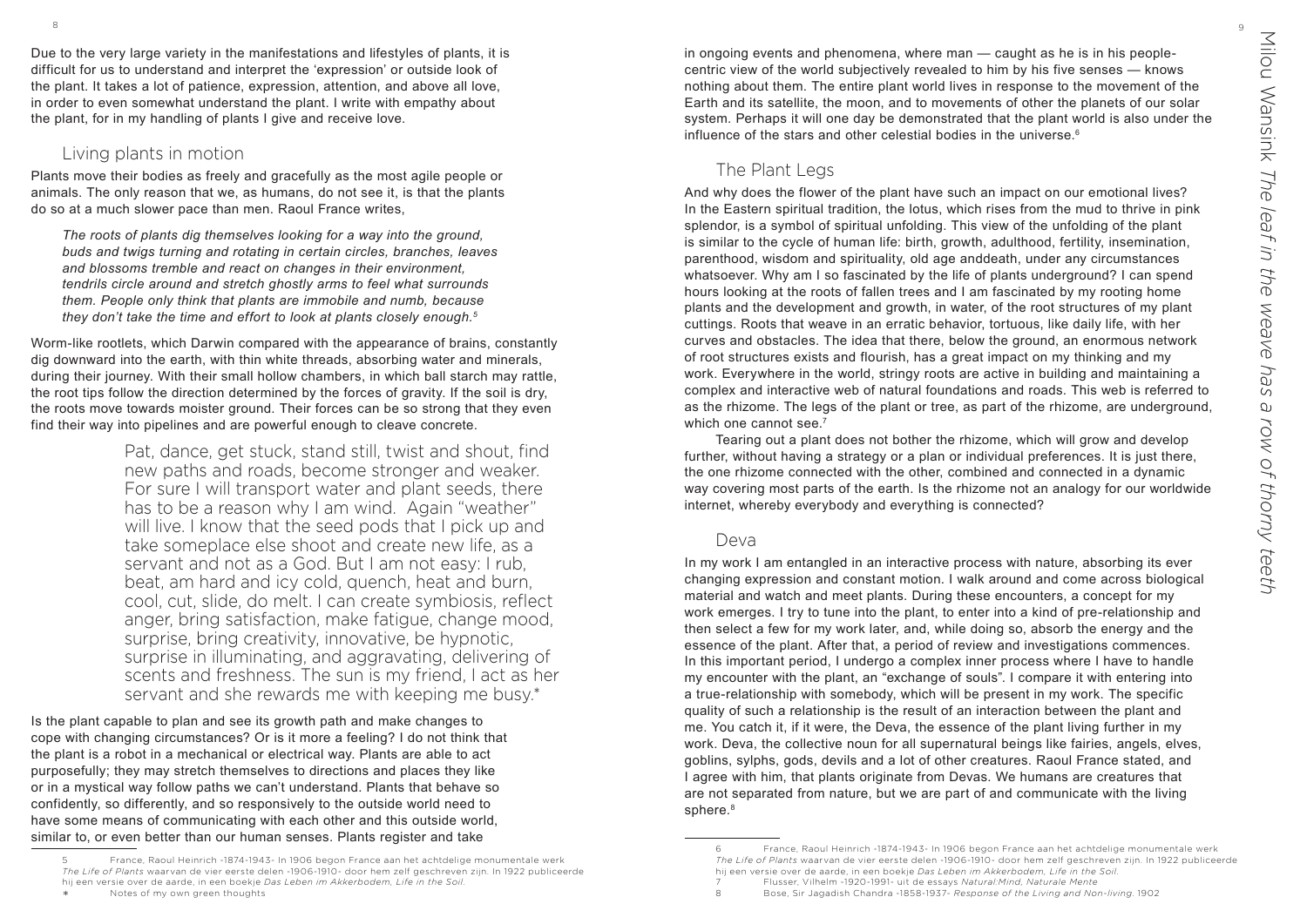Due to the very large variety in the manifestations and lifestyles of plants, it is difficult for us to understand and interpret the 'expression' or outside look of the plant. It takes a lot of patience, expression, attention, and above all love, in order to even somewhat understand the plant. I write with empathy about the plant, for in my handling of plants I give and receive love.

## Living plants in motion

Plants move their bodies as freely and gracefully as the most agile people or animals. The only reason that we, as humans, do not see it, is that the plants do so at a much slower pace than men. Raoul France writes,

> *The roots of plants dig themselves looking for a way into the ground, buds and twigs turning and rotating in certain circles, branches, leaves and blossoms tremble and react on changes in their environment, tendrils circle around and stretch ghostly arms to feel what surrounds them. People only think that plants are immobile and numb, because they don't take the time and effort to look at plants closely enough.*[5]

Worm-like rootlets, which Darwin compared with the appearance of brains, constantly dig downward into the earth, with thin white threads, absorbing water and minerals, during their journey. With their small hollow chambers, in which ball starch may rattle, the root tips follow the direction determined by the forces of gravity. If the soil is dry, the roots move towards moister ground. Their forces can be so strong that they even find their way into pipelines and are powerful enough to cleave concrete.

> Pat, dance, get stuck, stand still, twist and shout, find new paths and roads, become stronger and weaker. For sure I will transport water and plant seeds, there has to be a reason why I am wind. Again "weather" will live. I know that the seed pods that I pick up and take someplace else shoot and create new life, as a servant and not as a God. But I am not easy: I rub, beat, am hard and icy cold, quench, heat and burn, cool, cut, slide, do melt. I can create symbiosis, reflect anger, bring satisfaction, make fatigue, change mood, surprise, bring creativity, innovative, be hypnotic, surprise in illuminating, and aggravating, delivering of scents and freshness. The sun is my friend, I act as her servant and she rewards me with keeping me busy.*

Is the plant capable to plan and see its growth path and make changes to cope with changing circumstances? Or is it more a feeling? I do not think that the plant is a robot in a mechanical or electrical way. Plants are able to act purposefully; they may stretch themselves to directions and places they like or in a mystical way follow paths we can't understand. Plants that behave so confidently, so differently, and so responsively to the outside world need to have some means of communicating with each other and this outside world, similar to, or even better than our human senses. Plants register and take in ongoing events and phenomena, where man — caught as he is in his people-centric view of the world subjectively revealed to him by his five senses — knows nothing about them. The entire plant world lives in response to the movement of the Earth and its satellite, the moon, and to movements of other the planets of our solar system. Perhaps it will one day be demonstrated that the plant world is also under the influence of the stars and other celestial bodies in the universe.[6]

## The Plant Legs

And why does the flower of the plant have such an impact on our emotional lives? In the Eastern spiritual tradition, the lotus, which rises from the mud to thrive in pink splendor, is a symbol of spiritual unfolding. This view of the unfolding of the plant is similar to the cycle of human life: birth, growth, adulthood, fertility, insemination, parenthood, wisdom and spirituality, old age anddeath, under any circumstances whatsoever. Why am I so fascinated by the life of plants underground? I can spend hours looking at the roots of fallen trees and I am fascinated by my rooting home plants and the development and growth, in water, of the root structures of my plant cuttings. Roots that weave in an erratic behavior, tortuous, like daily life, with her curves and obstacles. The idea that there, below the ground, an enormous network of root structures exists and flourish, has a great impact on my thinking and my work. Everywhere in the world, stringy roots are active in building and maintaining a complex and interactive web of natural foundations and roads. This web is referred to as the rhizome. The legs of the plant or tree, as part of the rhizome, are underground, which one cannot see.[7]

Tearing out a plant does not bother the rhizome, which will grow and develop further, without having a strategy or a plan or individual preferences. It is just there, the one rhizome connected with the other, combined and connected in a dynamic way covering most parts of the earth. Is the rhizome not an analogy for our worldwide internet, whereby everybody and everything is connected?

## Deva

In my work I am entangled in an interactive process with nature, absorbing its ever changing expression and constant motion. I walk around and come across biological material and watch and meet plants. During these encounters, a concept for my work emerges. I try to tune into the plant, to enter into a kind of pre-relationship and then select a few for my work later, and, while doing so, absorb the energy and the essence of the plant. After that, a period of review and investigations commences. In this important period, I undergo a complex inner process where I have to handle my encounter with the plant, an "exchange of souls". I compare it with entering into a true-relationship with somebody, which will be present in my work. The specific quality of such a relationship is the result of an interaction between the plant and me. You catch it, if it were, the Deva, the essence of the plant living further in my work. Deva, the collective noun for all supernatural beings like fairies, angels, elves, goblins, sylphs, gods, devils and a lot of other creatures. Raoul France stated, and I agree with him, that plants originate from Devas. We humans are creatures that are not separated from nature, but we are part of and communicate with the living sphere.[8]

---

5 France, Raoul Heinrich -1874-1943- In 1906 begon France aan het achtdelige monumentale werk *The Life of Plants* waarvan de vier eerste delen -1906-1910- door hem zelf geschreven zijn. In 1922 publiceerde hij een versie over de aarde, in een boekje *Das Leben im Akkerbodem, Life in the Soil.*

* Notes of my own green thoughts

6 France, Raoul Heinrich -1874-1943- In 1906 begon France aan het achtdelige monumentale werk *The Life of Plants* waarvan de vier eerste delen -1906-1910- door hem zelf geschreven zijn. In 1922 publiceerde hij een versie over de aarde, in een boekje *Das Leben im Akkerbodem, Life in the Soil.*

7 Flusser, Vilhelm -1920-1991- uit de essays *Natural:Mind, Naturale Mente*

8 Bose, Sir Jagadish Chandra -1858-1937- *Response of the Living and Non-living.* 1902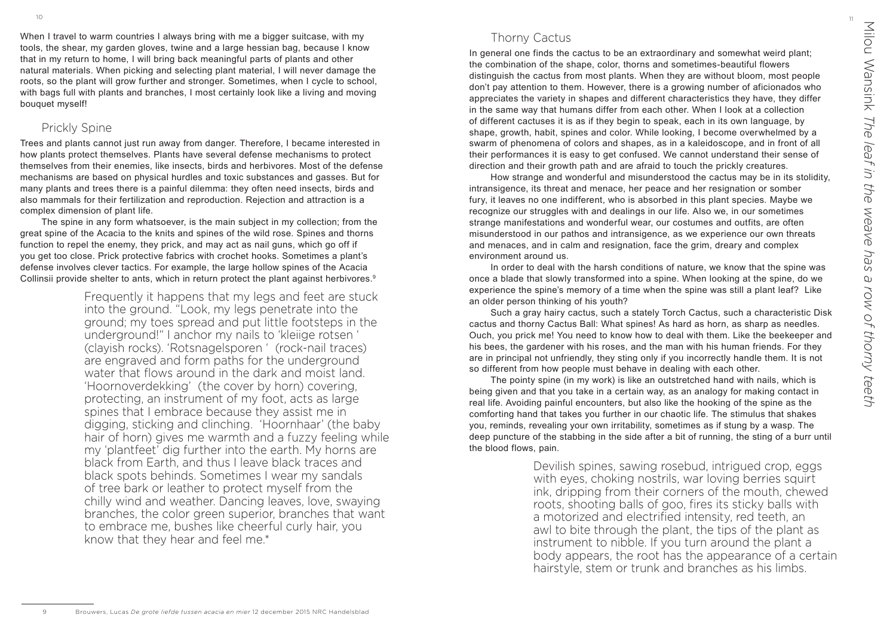When I travel to warm countries I always bring with me a bigger suitcase, with my tools, the shear, my garden gloves, twine and a large hessian bag, because I know that in my return to home, I will bring back meaningful parts of plants and other natural materials. When picking and selecting plant material, I will never damage the roots, so the plant will grow further and stronger. Sometimes, when I cycle to school, with bags full with plants and branches, I most certainly look like a living and moving bouquet myself!

## Prickly Spine

Trees and plants cannot just run away from danger. Therefore, I became interested in how plants protect themselves. Plants have several defense mechanisms to protect themselves from their enemies, like insects, birds and herbivores. Most of the defense mechanisms are based on physical hurdles and toxic substances and gasses. But for many plants and trees there is a painful dilemma: they often need insects, birds and also mammals for their fertilization and reproduction. Rejection and attraction is a complex dimension of plant life.

The spine in any form whatsoever, is the main subject in my collection; from the great spine of the Acacia to the knits and spines of the wild rose. Spines and thorns function to repel the enemy, they prick, and may act as nail guns, which go off if you get too close. Prick protective fabrics with crochet hooks. Sometimes a plant's defense involves clever tactics. For example, the large hollow spines of the Acacia Collinsii provide shelter to ants, which in return protect the plant against herbivores.[9]

> Frequently it happens that my legs and feet are stuck into the ground. "Look, my legs penetrate into the ground; my toes spread and put little footsteps in the underground!" I anchor my nails to 'kleiige rotsen ' (clayish rocks). 'Rotsnagelsporen ' (rock-nail traces) are engraved and form paths for the underground water that flows around in the dark and moist land. 'Hoornoverdekking' (the cover by horn) covering, protecting, an instrument of my foot, acts as large spines that I embrace because they assist me in digging, sticking and clinching. 'Hoornhaar' (the baby hair of horn) gives me warmth and a fuzzy feeling while my 'plantfeet' dig further into the earth. My horns are black from Earth, and thus I leave black traces and black spots behinds. Sometimes I wear my sandals of tree bark or leather to protect myself from the chilly wind and weather. Dancing leaves, love, swaying branches, the color green superior, branches that want to embrace me, bushes like cheerful curly hair, you know that they hear and feel me.*

## Thorny Cactus

In general one finds the cactus to be an extraordinary and somewhat weird plant; the combination of the shape, color, thorns and sometimes-beautiful flowers distinguish the cactus from most plants. When they are without bloom, most people don't pay attention to them. However, there is a growing number of aficionados who appreciates the variety in shapes and different characteristics they have, they differ in the same way that humans differ from each other. When I look at a collection of different cactuses it is as if they begin to speak, each in its own language, by shape, growth, habit, spines and color. While looking, I become overwhelmed by a swarm of phenomena of colors and shapes, as in a kaleidoscope, and in front of all their performances it is easy to get confused. We cannot understand their sense of direction and their growth path and are afraid to touch the prickly creatures.

How strange and wonderful and misunderstood the cactus may be in its stolidity, intransigence, its threat and menace, her peace and her resignation or somber fury, it leaves no one indifferent, who is absorbed in this plant species. Maybe we recognize our struggles with and dealings in our life. Also we, in our sometimes strange manifestations and wonderful wear, our costumes and outfits, are often misunderstood in our pathos and intransigence, as we experience our own threats and menaces, and in calm and resignation, face the grim, dreary and complex environment around us.

In order to deal with the harsh conditions of nature, we know that the spine was once a blade that slowly transformed into a spine. When looking at the spine, do we experience the spine's memory of a time when the spine was still a plant leaf? Like an older person thinking of his youth?

Such a gray hairy cactus, such a stately Torch Cactus, such a characteristic Disk cactus and thorny Cactus Ball: What spines! As hard as horn, as sharp as needles. Ouch, you prick me! You need to know how to deal with them. Like the beekeeper and his bees, the gardener with his roses, and the man with his human friends. For they are in principal not unfriendly, they sting only if you incorrectly handle them. It is not so different from how people must behave in dealing with each other.

The pointy spine (in my work) is like an outstretched hand with nails, which is being given and that you take in a certain way, as an analogy for making contact in real life. Avoiding painful encounters, but also like the hooking of the spine as the comforting hand that takes you further in our chaotic life. The stimulus that shakes you, reminds, revealing your own irritability, sometimes as if stung by a wasp. The deep puncture of the stabbing in the side after a bit of running, the sting of a burr until the blood flows, pain.

> Devilish spines, sawing rosebud, intrigued crop, eggs with eyes, choking nostrils, war loving berries squirt ink, dripping from their corners of the mouth, chewed roots, shooting balls of goo, fires its sticky balls with a motorized and electrified intensity, red teeth, an awl to bite through the plant, the tips of the plant as instrument to nibble. If you turn around the plant a body appears, the root has the appearance of a certain hairstyle, stem or trunk and branches as his limbs.

---

9 Brouwers, Lucas *De grote liefde tussen acacia en mier* 12 december 2015 NRC Handelsblad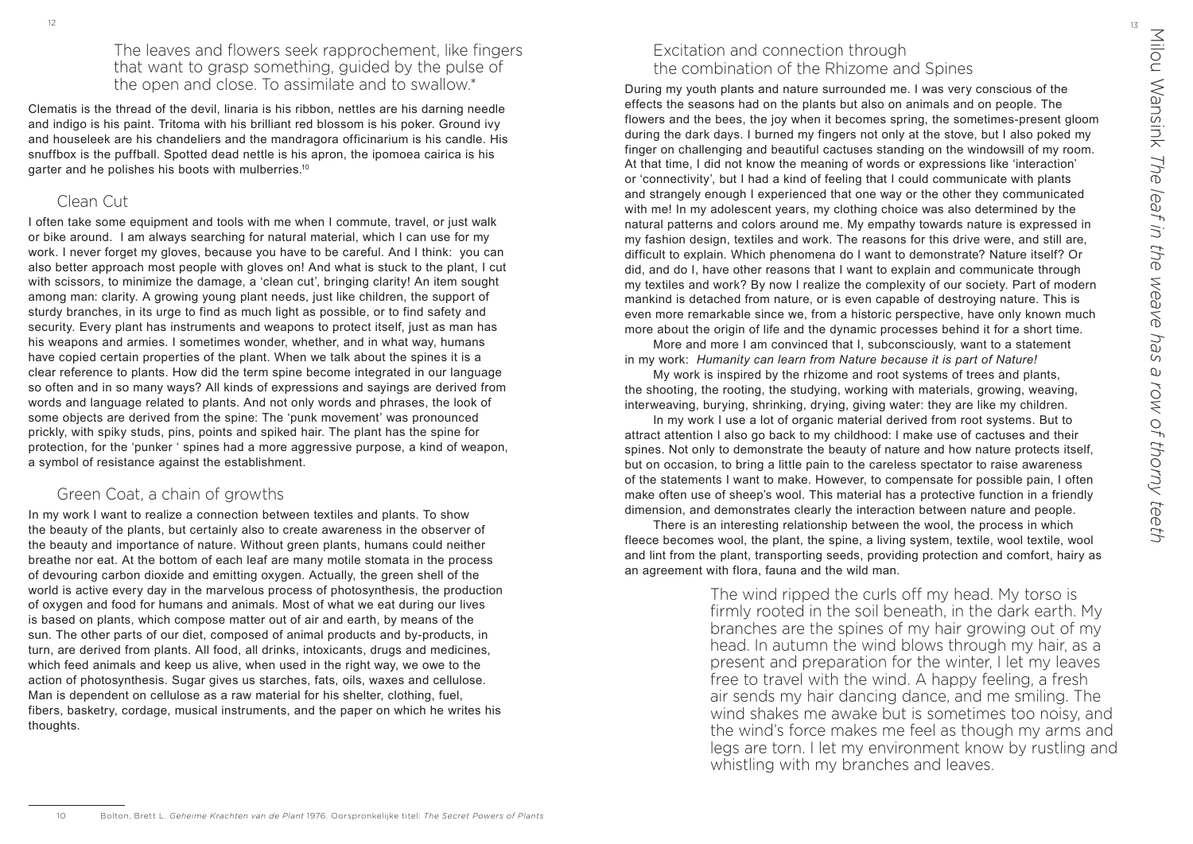The leaves and flowers seek rapprochement, like fingers that want to grasp something, guided by the pulse of the open and close. To assimilate and to swallow.*

Clematis is the thread of the devil, linaria is his ribbon, nettles are his darning needle and indigo is his paint. Tritoma with his brilliant red blossom is his poker. Ground ivy and houseleek are his chandeliers and the mandragora officinarium is his candle. His snuffbox is the puffball. Spotted dead nettle is his apron, the ipomoea cairica is his garter and he polishes his boots with mulberries.[10]

## Clean Cut

I often take some equipment and tools with me when I commute, travel, or just walk or bike around. I am always searching for natural material, which I can use for my work. I never forget my gloves, because you have to be careful. And I think: you can also better approach most people with gloves on! And what is stuck to the plant, I cut with scissors, to minimize the damage, a 'clean cut', bringing clarity! An item sought among man: clarity. A growing young plant needs, just like children, the support of sturdy branches, in its urge to find as much light as possible, or to find safety and security. Every plant has instruments and weapons to protect itself, just as man has his weapons and armies. I sometimes wonder, whether, and in what way, humans have copied certain properties of the plant. When we talk about the spines it is a clear reference to plants. How did the term spine become integrated in our language so often and in so many ways? All kinds of expressions and sayings are derived from words and language related to plants. And not only words and phrases, the look of some objects are derived from the spine: The 'punk movement' was pronounced prickly, with spiky studs, pins, points and spiked hair. The plant has the spine for protection, for the 'punker ' spines had a more aggressive purpose, a kind of weapon, a symbol of resistance against the establishment.

## Green Coat, a chain of growths

In my work I want to realize a connection between textiles and plants. To show the beauty of the plants, but certainly also to create awareness in the observer of the beauty and importance of nature. Without green plants, humans could neither breathe nor eat. At the bottom of each leaf are many motile stomata in the process of devouring carbon dioxide and emitting oxygen. Actually, the green shell of the world is active every day in the marvelous process of photosynthesis, the production of oxygen and food for humans and animals. Most of what we eat during our lives is based on plants, which compose matter out of air and earth, by means of the sun. The other parts of our diet, composed of animal products and by-products, in turn, are derived from plants. All food, all drinks, intoxicants, drugs and medicines, which feed animals and keep us alive, when used in the right way, we owe to the action of photosynthesis. Sugar gives us starches, fats, oils, waxes and cellulose. Man is dependent on cellulose as a raw material for his shelter, clothing, fuel, fibers, basketry, cordage, musical instruments, and the paper on which he writes his thoughts.

## Excitation and connection through the combination of the Rhizome and Spines

During my youth plants and nature surrounded me. I was very conscious of the effects the seasons had on the plants but also on animals and on people. The flowers and the bees, the joy when it becomes spring, the sometimes-present gloom during the dark days. I burned my fingers not only at the stove, but I also poked my finger on challenging and beautiful cactuses standing on the windowsill of my room. At that time, I did not know the meaning of words or expressions like 'interaction' or 'connectivity', but I had a kind of feeling that I could communicate with plants and strangely enough I experienced that one way or the other they communicated with me! In my adolescent years, my clothing choice was also determined by the natural patterns and colors around me. My empathy towards nature is expressed in my fashion design, textiles and work. The reasons for this drive were, and still are, difficult to explain. Which phenomena do I want to demonstrate? Nature itself? Or did, and do I, have other reasons that I want to explain and communicate through my textiles and work? By now I realize the complexity of our society. Part of modern mankind is detached from nature, or is even capable of destroying nature. This is even more remarkable since we, from a historic perspective, have only known much more about the origin of life and the dynamic processes behind it for a short time.

More and more I am convinced that I, subconsciously, want to a statement in my work: *Humanity can learn from Nature because it is part of Nature!*

My work is inspired by the rhizome and root systems of trees and plants, the shooting, the rooting, the studying, working with materials, growing, weaving, interweaving, burying, shrinking, drying, giving water: they are like my children.

In my work I use a lot of organic material derived from root systems. But to attract attention I also go back to my childhood: I make use of cactuses and their spines. Not only to demonstrate the beauty of nature and how nature protects itself, but on occasion, to bring a little pain to the careless spectator to raise awareness of the statements I want to make. However, to compensate for possible pain, I often make often use of sheep's wool. This material has a protective function in a friendly dimension, and demonstrates clearly the interaction between nature and people.

There is an interesting relationship between the wool, the process in which fleece becomes wool, the plant, the spine, a living system, textile, wool textile, wool and lint from the plant, transporting seeds, providing protection and comfort, hairy as an agreement with flora, fauna and the wild man.

The wind ripped the curls off my head. My torso is firmly rooted in the soil beneath, in the dark earth. My branches are the spines of my hair growing out of my head. In autumn the wind blows through my hair, as a present and preparation for the winter, I let my leaves free to travel with the wind. A happy feeling, a fresh air sends my hair dancing dance, and me smiling. The wind shakes me awake but is sometimes too noisy, and the wind's force makes me feel as though my arms and legs are torn. I let my environment know by rustling and whistling with my branches and leaves.

---

10 Bolton, Brett L. *Geheime Krachten van de Plant* 1976. Oorspronkelijke titel: *The Secret Powers of Plants*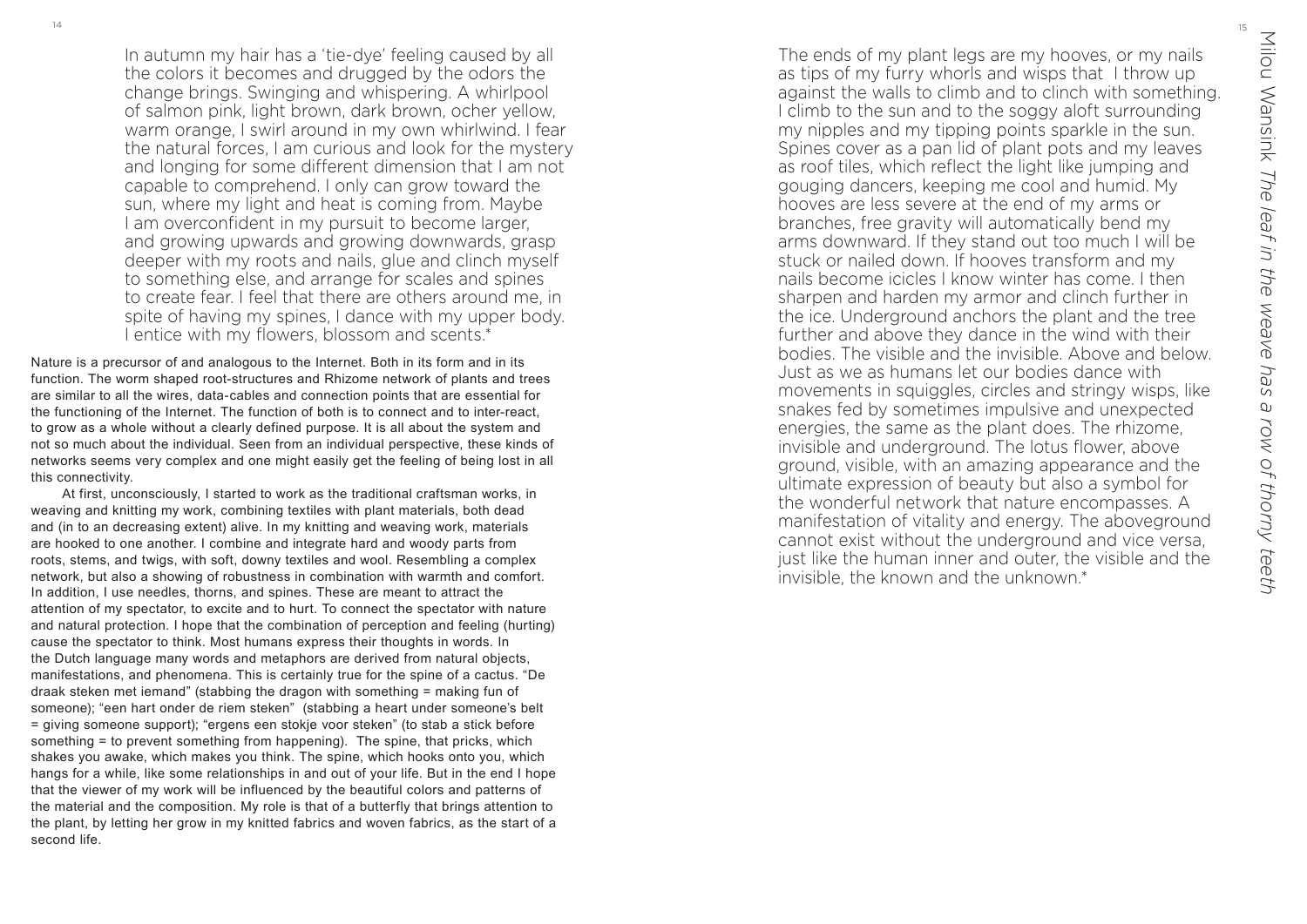In autumn my hair has a 'tie-dye' feeling caused by all the colors it becomes and drugged by the odors the change brings. Swinging and whispering. A whirlpool of salmon pink, light brown, dark brown, ocher yellow, warm orange, I swirl around in my own whirlwind. I fear the natural forces, I am curious and look for the mystery and longing for some different dimension that I am not capable to comprehend. I only can grow toward the sun, where my light and heat is coming from. Maybe I am overconfident in my pursuit to become larger, and growing upwards and growing downwards, grasp deeper with my roots and nails, glue and clinch myself to something else, and arrange for scales and spines to create fear. I feel that there are others around me, in spite of having my spines, I dance with my upper body. I entice with my flowers, blossom and scents.*

Nature is a precursor of and analogous to the Internet. Both in its form and in its function. The worm shaped root-structures and Rhizome network of plants and trees are similar to all the wires, data-cables and connection points that are essential for the functioning of the Internet. The function of both is to connect and to inter-react, to grow as a whole without a clearly defined purpose. It is all about the system and not so much about the individual. Seen from an individual perspective, these kinds of networks seems very complex and one might easily get the feeling of being lost in all this connectivity.

At first, unconsciously, I started to work as the traditional craftsman works, in weaving and knitting my work, combining textiles with plant materials, both dead and (in to an decreasing extent) alive. In my knitting and weaving work, materials are hooked to one another. I combine and integrate hard and woody parts from roots, stems, and twigs, with soft, downy textiles and wool. Resembling a complex network, but also a showing of robustness in combination with warmth and comfort. In addition, I use needles, thorns, and spines. These are meant to attract the attention of my spectator, to excite and to hurt. To connect the spectator with nature and natural protection. I hope that the combination of perception and feeling (hurting) cause the spectator to think. Most humans express their thoughts in words. In the Dutch language many words and metaphors are derived from natural objects, manifestations, and phenomena. This is certainly true for the spine of a cactus. "De draak steken met iemand" (stabbing the dragon with something = making fun of someone); "een hart onder de riem steken" (stabbing a heart under someone's belt = giving someone support); "ergens een stokje voor steken" (to stab a stick before something = to prevent something from happening). The spine, that pricks, which shakes you awake, which makes you think. The spine, which hooks onto you, which hangs for a while, like some relationships in and out of your life. But in the end I hope that the viewer of my work will be influenced by the beautiful colors and patterns of the material and the composition. My role is that of a butterfly that brings attention to the plant, by letting her grow in my knitted fabrics and woven fabrics, as the start of a second life.

The ends of my plant legs are my hooves, or my nails as tips of my furry whorls and wisps that I throw up against the walls to climb and to clinch with something. I climb to the sun and to the soggy aloft surrounding my nipples and my tipping points sparkle in the sun. Spines cover as a pan lid of plant pots and my leaves as roof tiles, which reflect the light like jumping and gouging dancers, keeping me cool and humid. My hooves are less severe at the end of my arms or branches, free gravity will automatically bend my arms downward. If they stand out too much I will be stuck or nailed down. If hooves transform and my nails become icicles I know winter has come. I then sharpen and harden my armor and clinch further in the ice. Underground anchors the plant and the tree further and above they dance in the wind with their bodies. The visible and the invisible. Above and below. Just as we as humans let our bodies dance with movements in squiggles, circles and stringy wisps, like snakes fed by sometimes impulsive and unexpected energies, the same as the plant does. The rhizome, invisible and underground. The lotus flower, above ground, visible, with an amazing appearance and the ultimate expression of beauty but also a symbol for the wonderful network that nature encompasses. A manifestation of vitality and energy. The aboveground cannot exist without the underground and vice versa, just like the human inner and outer, the visible and the invisible, the known and the unknown.*